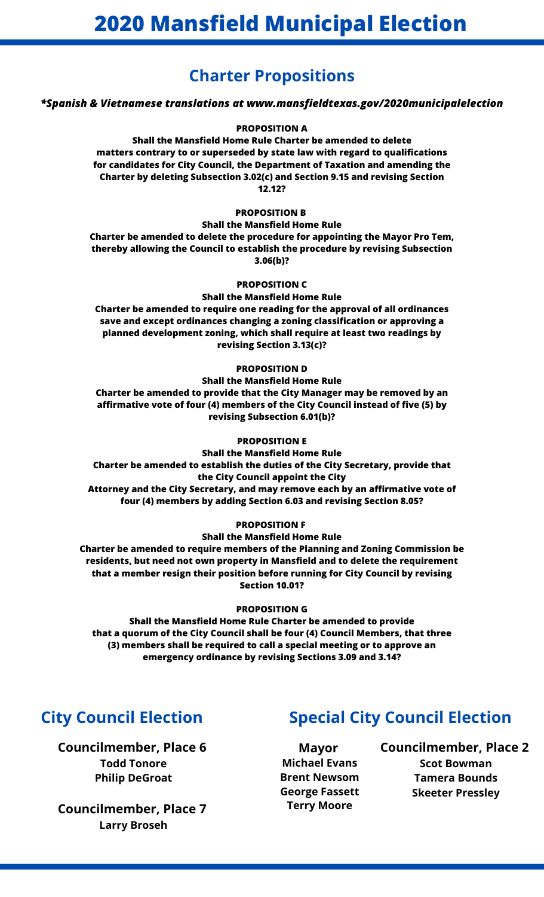# 2020 Mansfield Municipal Election

## Charter Propositions

***Spanish & Vietnamese translations at www.mansfieldtexas.gov/2020municipalelection***

**PROPOSITION A**

**Shall the Mansfield Home Rule Charter be amended to delete matters contrary to or superseded by state law with regard to qualifications for candidates for City Council, the Department of Taxation and amending the Charter by deleting Subsection 3.02(c) and Section 9.15 and revising Section 12.12?**

**PROPOSITION B**

**Shall the Mansfield Home Rule Charter be amended to delete the procedure for appointing the Mayor Pro Tem, thereby allowing the Council to establish the procedure by revising Subsection 3.06(b)?**

**PROPOSITION C**

**Shall the Mansfield Home Rule Charter be amended to require one reading for the approval of all ordinances save and except ordinances changing a zoning classification or approving a planned development zoning, which shall require at least two readings by revising Section 3.13(c)?**

**PROPOSITION D**

**Shall the Mansfield Home Rule Charter be amended to provide that the City Manager may be removed by an affirmative vote of four (4) members of the City Council instead of five (5) by revising Subsection 6.01(b)?**

**PROPOSITION E**

**Shall the Mansfield Home Rule Charter be amended to establish the duties of the City Secretary, provide that the City Council appoint the City Attorney and the City Secretary, and may remove each by an affirmative vote of four (4) members by adding Section 6.03 and revising Section 8.05?**

**PROPOSITION F**

**Shall the Mansfield Home Rule Charter be amended to require members of the Planning and Zoning Commission be residents, but need not own property in Mansfield and to delete the requirement that a member resign their position before running for City Council by revising Section 10.01?**

**PROPOSITION G**

**Shall the Mansfield Home Rule Charter be amended to provide that a quorum of the City Council shall be four (4) Council Members, that three (3) members shall be required to call a special meeting or to approve an emergency ordinance by revising Sections 3.09 and 3.14?**

## City Council Election

**Councilmember, Place 6**

**Todd Tonore**
**Philip DeGroat**

**Councilmember, Place 7**

**Larry Broseh**

## Special City Council Election

**Mayor**

**Michael Evans**
**Brent Newsom**
**George Fassett**
**Terry Moore**

**Councilmember, Place 2**

**Scot Bowman**
**Tamera Bounds**
**Skeeter Pressley**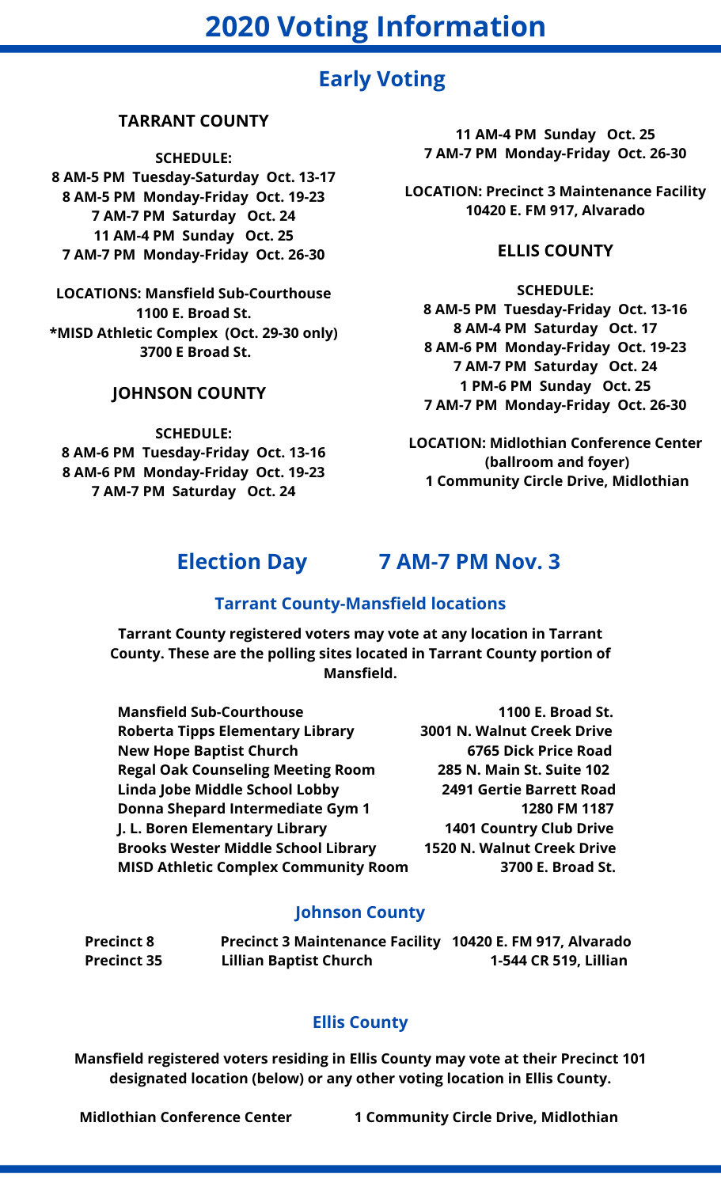# 2020 Voting Information

## Early Voting

### TARRANT COUNTY

**SCHEDULE:**
**8 AM-5 PM Tuesday-Saturday Oct. 13-17**
**8 AM-5 PM Monday-Friday Oct. 19-23**
**7 AM-7 PM Saturday Oct. 24**
**11 AM-4 PM Sunday Oct. 25**
**7 AM-7 PM Monday-Friday Oct. 26-30**

**LOCATIONS: Mansfield Sub-Courthouse**
**1100 E. Broad St.**
***MISD Athletic Complex (Oct. 29-30 only)**
**3700 E Broad St.**

### JOHNSON COUNTY

**SCHEDULE:**
**8 AM-6 PM Tuesday-Friday Oct. 13-16**
**8 AM-6 PM Monday-Friday Oct. 19-23**
**7 AM-7 PM Saturday Oct. 24**
**11 AM-4 PM Sunday Oct. 25**
**7 AM-7 PM Monday-Friday Oct. 26-30**

**LOCATION: Precinct 3 Maintenance Facility**
**10420 E. FM 917, Alvarado**

### ELLIS COUNTY

**SCHEDULE:**
**8 AM-5 PM Tuesday-Friday Oct. 13-16**
**8 AM-4 PM Saturday Oct. 17**
**8 AM-6 PM Monday-Friday Oct. 19-23**
**7 AM-7 PM Saturday Oct. 24**
**1 PM-6 PM Sunday Oct. 25**
**7 AM-7 PM Monday-Friday Oct. 26-30**

**LOCATION: Midlothian Conference Center**
**(ballroom and foyer)**
**1 Community Circle Drive, Midlothian**

## Election Day 7 AM-7 PM Nov. 3

### Tarrant County-Mansfield locations

**Tarrant County registered voters may vote at any location in Tarrant County. These are the polling sites located in Tarrant County portion of Mansfield.**

| | |
|---|---|
| **Mansfield Sub-Courthouse** | **1100 E. Broad St.** |
| **Roberta Tipps Elementary Library** | **3001 N. Walnut Creek Drive** |
| **New Hope Baptist Church** | **6765 Dick Price Road** |
| **Regal Oak Counseling Meeting Room** | **285 N. Main St. Suite 102** |
| **Linda Jobe Middle School Lobby** | **2491 Gertie Barrett Road** |
| **Donna Shepard Intermediate Gym 1** | **1280 FM 1187** |
| **J. L. Boren Elementary Library** | **1401 Country Club Drive** |
| **Brooks Wester Middle School Library** | **1520 N. Walnut Creek Drive** |
| **MISD Athletic Complex Community Room** | **3700 E. Broad St.** |

### Johnson County

| | | |
|---|---|---|
| **Precinct 8** | **Precinct 3 Maintenance Facility** | **10420 E. FM 917, Alvarado** |
| **Precinct 35** | **Lillian Baptist Church** | **1-544 CR 519, Lillian** |

### Ellis County

**Mansfield registered voters residing in Ellis County may vote at their Precinct 101 designated location (below) or any other voting location in Ellis County.**

| | |
|---|---|
| **Midlothian Conference Center** | **1 Community Circle Drive, Midlothian** |